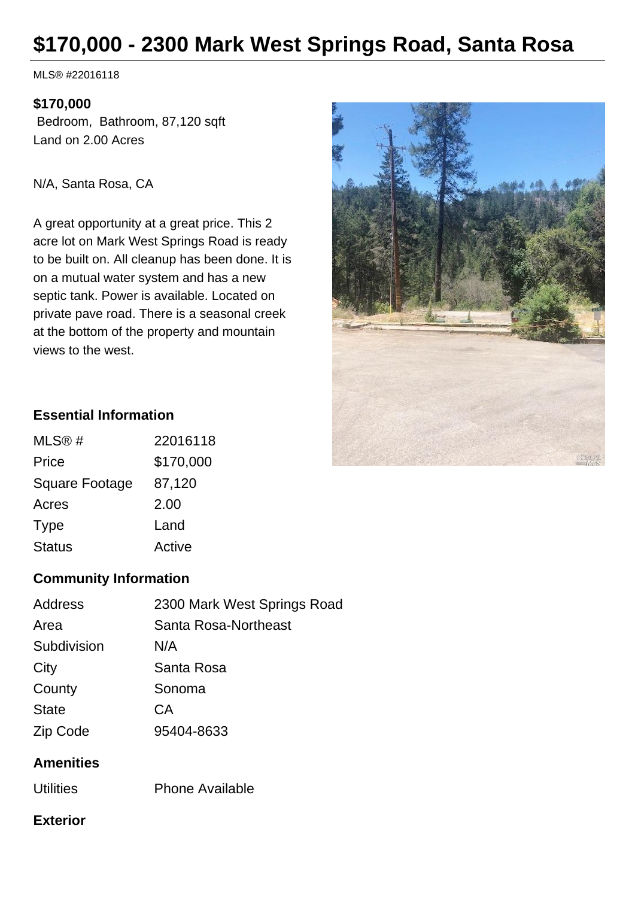# $170,000 - 2300 Mark West Springs Road, Santa Rosa

MLS® #22016118

**$170,000**

Bedroom, Bathroom, 87,120 sqft
Land on 2.00 Acres

N/A, Santa Rosa, CA

A great opportunity at a great price. This 2 acre lot on Mark West Springs Road is ready to be built on. All cleanup has been done. It is on a mutual water system and has a new septic tank. Power is available. Located on private pave road. There is a seasonal creek at the bottom of the property and mountain views to the west.

### Essential Information

| | |
|---|---|
| MLS® # | 22016118 |
| Price | $170,000 |
| Square Footage | 87,120 |
| Acres | 2.00 |
| Type | Land |
| Status | Active |

### Community Information

| | |
|---|---|
| Address | 2300 Mark West Springs Road |
| Area | Santa Rosa-Northeast |
| Subdivision | N/A |
| City | Santa Rosa |
| County | Sonoma |
| State | CA |
| Zip Code | 95404-8633 |

### Amenities

| | |
|---|---|
| Utilities | Phone Available |

### Exterior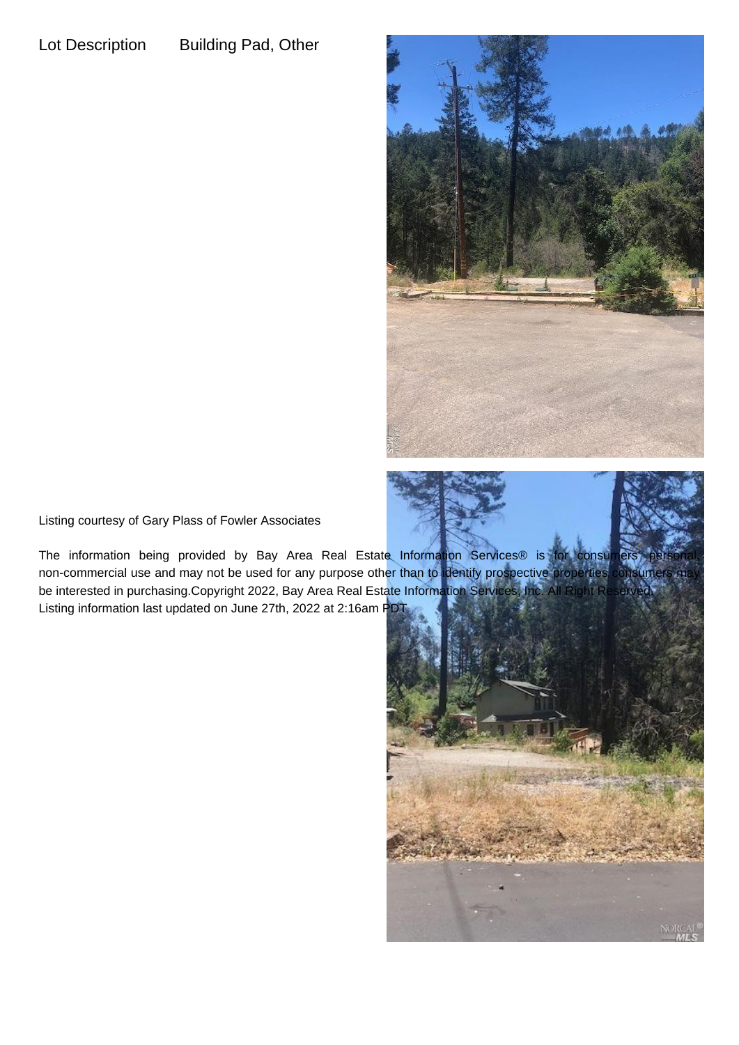| | |
| --- | --- |
| Lot Description | Building Pad, Other |

Listing courtesy of Gary Plass of Fowler Associates

The information being provided by Bay Area Real Estate Information Services® is for consumers' personal, non-commercial use and may not be used for any purpose other than to identify prospective properties consumers may be interested in purchasing.Copyright 2022, Bay Area Real Estate Information Services, Inc. All Right Reserved.
Listing information last updated on June 27th, 2022 at 2:16am PDT.